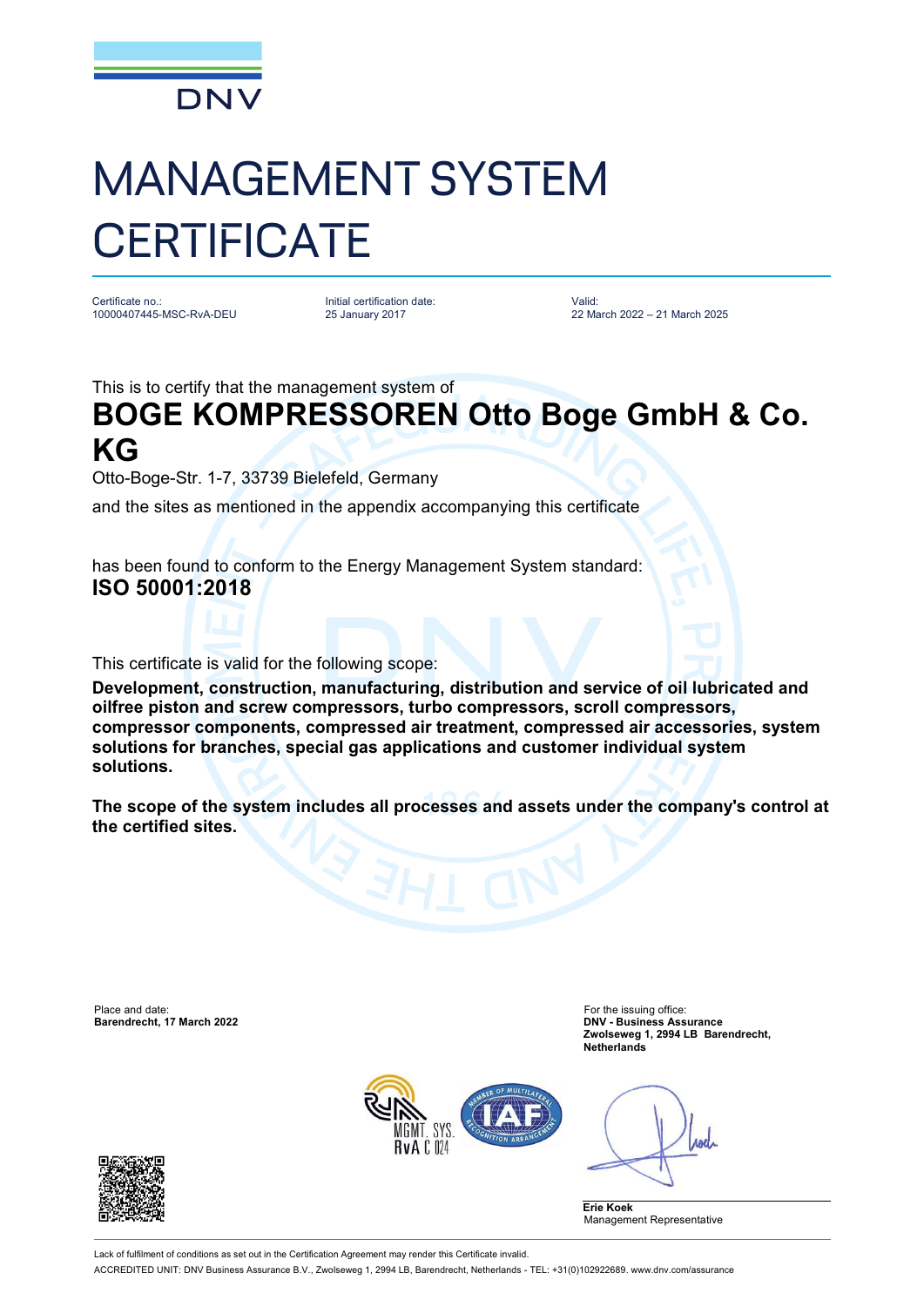DNV

# MANAGEMENT SYSTEM CERTIFICATE

Certificate no.:
10000407445-MSC-RvA-DEU

Initial certification date:
25 January 2017

Valid:
22 March 2022 – 21 March 2025

This is to certify that the management system of

## BOGE KOMPRESSOREN Otto Boge GmbH & Co. KG

Otto-Boge-Str. 1-7, 33739 Bielefeld, Germany

and the sites as mentioned in the appendix accompanying this certificate

has been found to conform to the Energy Management System standard:

**ISO 50001:2018**

This certificate is valid for the following scope:

**Development, construction, manufacturing, distribution and service of oil lubricated and oilfree piston and screw compressors, turbo compressors, scroll compressors, compressor components, compressed air treatment, compressed air accessories, system solutions for branches, special gas applications and customer individual system solutions.**

**The scope of the system includes all processes and assets under the company's control at the certified sites.**

Place and date:
**Barendrecht, 17 March 2022**

For the issuing office:
**DNV - Business Assurance**
**Zwolseweg 1, 2994 LB Barendrecht, Netherlands**

MGMT. SYS.
RvA C 024

**Erie Koek**
Management Representative

Lack of fulfilment of conditions as set out in the Certification Agreement may render this Certificate invalid.

ACCREDITED UNIT: DNV Business Assurance B.V., Zwolseweg 1, 2994 LB, Barendrecht, Netherlands - TEL: +31(0)102922689. www.dnv.com/assurance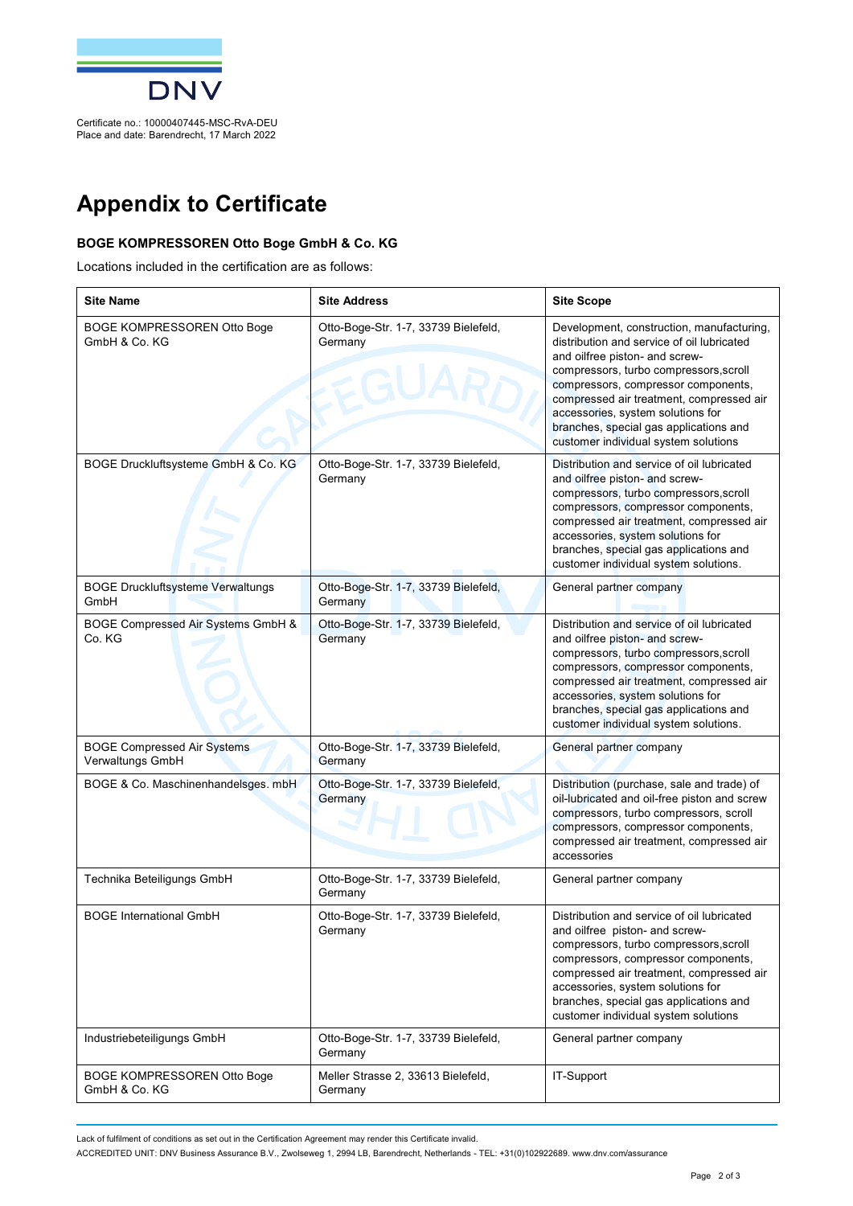Certificate no.: 10000407445-MSC-RvA-DEU
Place and date: Barendrecht, 17 March 2022

# Appendix to Certificate

**BOGE KOMPRESSOREN Otto Boge GmbH & Co. KG**

Locations included in the certification are as follows:

| Site Name | Site Address | Site Scope |
|---|---|---|
| BOGE KOMPRESSOREN Otto Boge GmbH & Co. KG | Otto-Boge-Str. 1-7, 33739 Bielefeld, Germany | Development, construction, manufacturing, distribution and service of oil lubricated and oilfree piston- and screw-compressors, turbo compressors,scroll compressors, compressor components, compressed air treatment, compressed air accessories, system solutions for branches, special gas applications and customer individual system solutions |
| BOGE Druckluftsysteme GmbH & Co. KG | Otto-Boge-Str. 1-7, 33739 Bielefeld, Germany | Distribution and service of oil lubricated and oilfree piston- and screw-compressors, turbo compressors,scroll compressors, compressor components, compressed air treatment, compressed air accessories, system solutions for branches, special gas applications and customer individual system solutions. |
| BOGE Druckluftsysteme Verwaltungs GmbH | Otto-Boge-Str. 1-7, 33739 Bielefeld, Germany | General partner company |
| BOGE Compressed Air Systems GmbH & Co. KG | Otto-Boge-Str. 1-7, 33739 Bielefeld, Germany | Distribution and service of oil lubricated and oilfree piston- and screw-compressors, turbo compressors,scroll compressors, compressor components, compressed air treatment, compressed air accessories, system solutions for branches, special gas applications and customer individual system solutions. |
| BOGE Compressed Air Systems Verwaltungs GmbH | Otto-Boge-Str. 1-7, 33739 Bielefeld, Germany | General partner company |
| BOGE & Co. Maschinenhandelsges. mbH | Otto-Boge-Str. 1-7, 33739 Bielefeld, Germany | Distribution (purchase, sale and trade) of oil-lubricated and oil-free piston and screw compressors, turbo compressors, scroll compressors, compressor components, compressed air treatment, compressed air accessories |
| Technika Beteiligungs GmbH | Otto-Boge-Str. 1-7, 33739 Bielefeld, Germany | General partner company |
| BOGE International GmbH | Otto-Boge-Str. 1-7, 33739 Bielefeld, Germany | Distribution and service of oil lubricated and oilfree piston- and screw-compressors, turbo compressors,scroll compressors, compressor components, compressed air treatment, compressed air accessories, system solutions for branches, special gas applications and customer individual system solutions |
| Industriebeteiligungs GmbH | Otto-Boge-Str. 1-7, 33739 Bielefeld, Germany | General partner company |
| BOGE KOMPRESSOREN Otto Boge GmbH & Co. KG | Meller Strasse 2, 33613 Bielefeld, Germany | IT-Support |

Lack of fulfilment of conditions as set out in the Certification Agreement may render this Certificate invalid.

ACCREDITED UNIT: DNV Business Assurance B.V., Zwolseweg 1, 2994 LB, Barendrecht, Netherlands - TEL: +31(0)102922689. www.dnv.com/assurance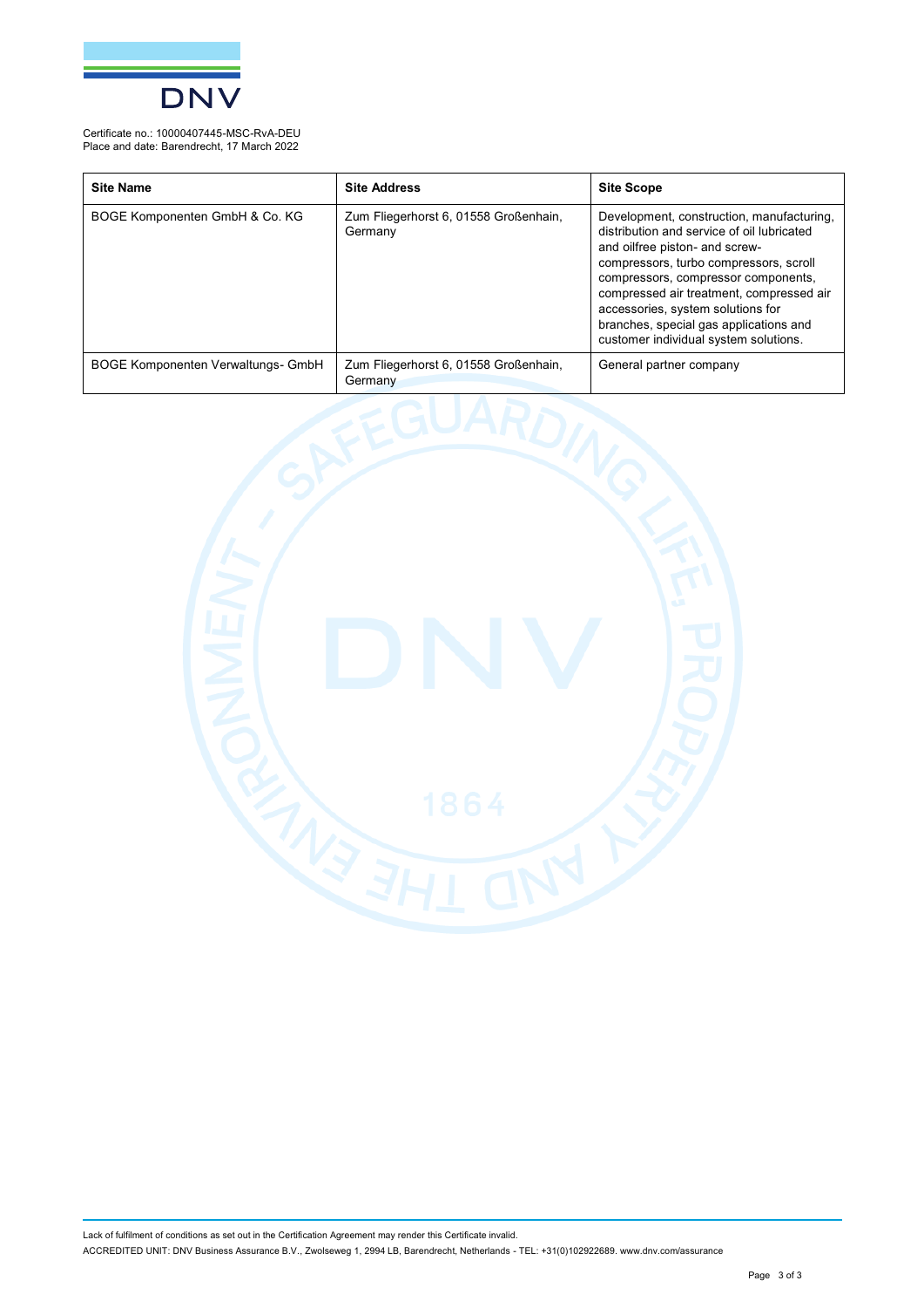Certificate no.: 10000407445-MSC-RvA-DEU
Place and date: Barendrecht, 17 March 2022

| Site Name | Site Address | Site Scope |
|---|---|---|
| BOGE Komponenten GmbH & Co. KG | Zum Fliegerhorst 6, 01558 Großenhain, Germany | Development, construction, manufacturing, distribution and service of oil lubricated and oilfree piston- and screw-compressors, turbo compressors, scroll compressors, compressor components, compressed air treatment, compressed air accessories, system solutions for branches, special gas applications and customer individual system solutions. |
| BOGE Komponenten Verwaltungs- GmbH | Zum Fliegerhorst 6, 01558 Großenhain, Germany | General partner company |

Lack of fulfilment of conditions as set out in the Certification Agreement may render this Certificate invalid.

ACCREDITED UNIT: DNV Business Assurance B.V., Zwolseweg 1, 2994 LB, Barendrecht, Netherlands - TEL: +31(0)102922689. www.dnv.com/assurance